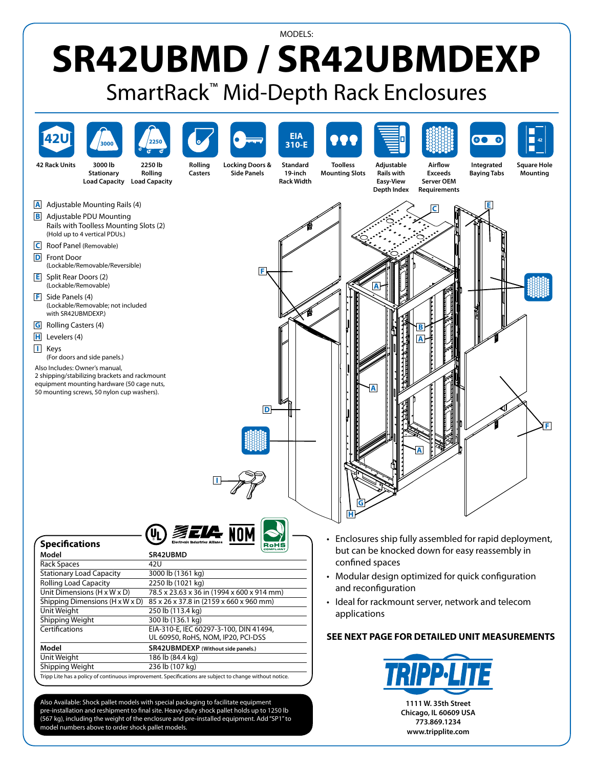MODELS:

# SR42UBMD / SR42UBMDEXP

## SmartRack™ Mid-Depth Rack Enclosures

42U — 42 Rack Units

3000 — 3000 lb Stationary Load Capacity

2250 — 2250 lb Rolling Load Capacity

Rolling Casters

Locking Doors & Side Panels

EIA 310-E — Standard 19-inch Rack Width

Toolless Mounting Slots

Adjustable Rails with Easy-View Depth Index

Airflow Exceeds Server OEM Requirements

Integrated Baying Tabs

42 — Square Hole Mounting

- **A** Adjustable Mounting Rails (4)
- **B** Adjustable PDU Mounting Rails with Toolless Mounting Slots (2) (Hold up to 4 vertical PDUs.)
- **C** Roof Panel (Removable)
- **D** Front Door (Lockable/Removable/Reversible)
- **E** Split Rear Doors (2) (Lockable/Removable)
- **F** Side Panels (4) (Lockable/Removable; not included with SR42UBMDEXP.)
- **G** Rolling Casters (4)
- **H** Levelers (4)
- **I** Keys (For doors and side panels.)

Also Includes: Owner's manual, 2 shipping/stabilizing brackets and rackmount equipment mounting hardware (50 cage nuts, 50 mounting screws, 50 nylon cup washers).

C E F A B A A A F D I G H

UL EIA Electronic Industries Alliance NOM RoHS COMPLIANT

### Specifications

| | |
|---|---|
| **Model** | **SR42UBMD** |
| Rack Spaces | 42U |
| Stationary Load Capacity | 3000 lb (1361 kg) |
| Rolling Load Capacity | 2250 lb (1021 kg) |
| Unit Dimensions (H x W x D) | 78.5 x 23.63 x 36 in (1994 x 600 x 914 mm) |
| Shipping Dimensions (H x W x D) | 85 x 26 x 37.8 in (2159 x 660 x 960 mm) |
| Unit Weight | 250 lb (113.4 kg) |
| Shipping Weight | 300 lb (136.1 kg) |
| Certifications | EIA-310-E, IEC 60297-3-100, DIN 41494, UL 60950, RoHS, NOM, IP20, PCI-DSS |
| **Model** | **SR42UBMDEXP** (Without side panels.) |
| Unit Weight | 186 lb (84.4 kg) |
| Shipping Weight | 236 lb (107 kg) |

Tripp Lite has a policy of continuous improvement. Specifications are subject to change without notice.

- Enclosures ship fully assembled for rapid deployment, but can be knocked down for easy reassembly in confined spaces
- Modular design optimized for quick configuration and reconfiguration
- Ideal for rackmount server, network and telecom applications

**SEE NEXT PAGE FOR DETAILED UNIT MEASUREMENTS**

Also Available: Shock pallet models with special packaging to facilitate equipment pre-installation and reshipment to final site. Heavy-duty shock pallet holds up to 1250 lb (567 kg), including the weight of the enclosure and pre-installed equipment. Add "SP1" to model numbers above to order shock pallet models.

TRIPP·LITE

1111 W. 35th Street
Chicago, IL 60609 USA
773.869.1234
www.tripplite.com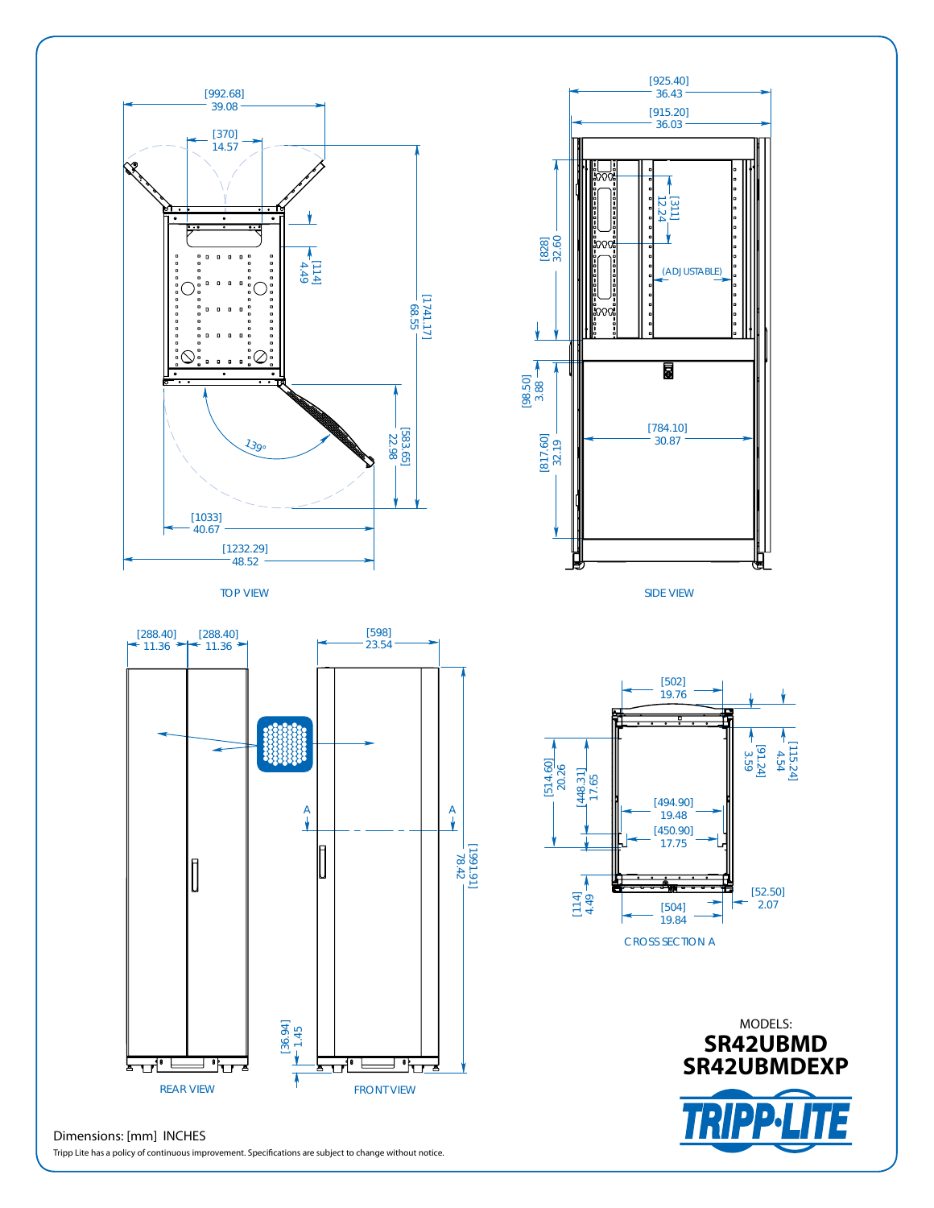[992.68]
39.08

[370]
14.57

[114]
4.49

[1741.17]
68.55

139°

[583.65]
22.98

[1033]
40.67

[1232.29]
48.52

TOP VIEW

[925.40]
36.43

[915.20]
36.03

[828]
32.60

[311]
12.24

(ADJUSTABLE)

[98.50]
3.88

[784.10]
30.87

[817.60]
32.19

SIDE VIEW

[288.40]
11.36

[288.40]
11.36

[598]
23.54

A

A

[1991.91]
78.42

[36.94]
1.45

REAR VIEW

FRONT VIEW

[502]
19.76

[514.60]
20.26

[448.31]
17.65

[91.24]
3.59

[115.24]
4.54

[494.90]
19.48

[450.90]
17.75

[114]
4.49

[504]
19.84

[52.50]
2.07

CROSS SECTION A

MODELS:
**SR42UBMD**
**SR42UBMDEXP**

TRIPP·LITE

Dimensions: [mm] INCHES

Tripp Lite has a policy of continuous improvement. Specifications are subject to change without notice.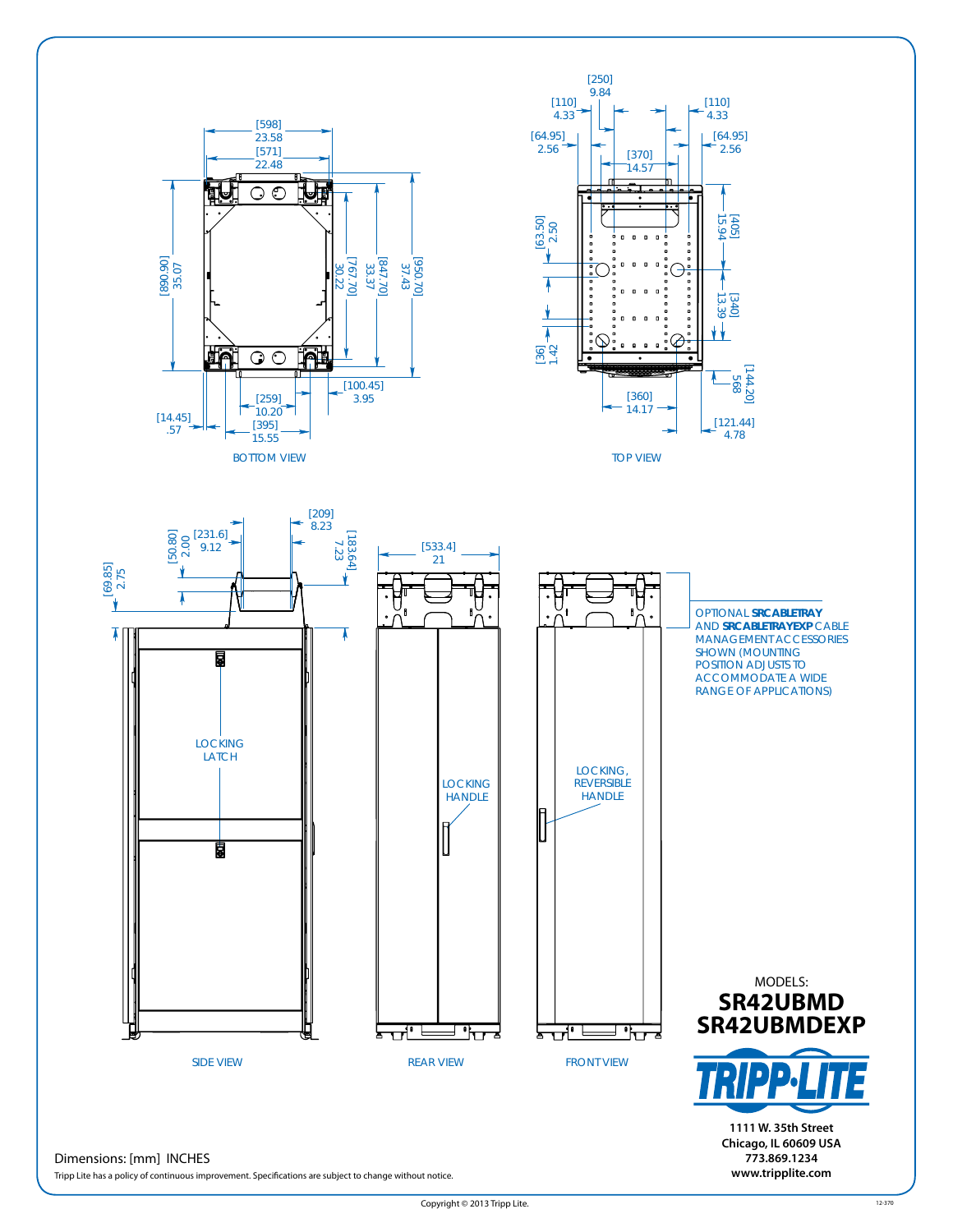[598]
23.58

[571]
22.48

[890.90]
35.07

[767.70]
30.22

[847.70]
33.37

[950.70]
37.43

[100.45]
3.95

[259]
10.20

[14.45]
.57

[395]
15.55

BOTTOM VIEW

[250]
9.84

[110]
4.33

[110]
4.33

[64.95]
2.56

[64.95]
2.56

[370]
14.57

[63.50]
2.50

[405]
15.94

[340]
13.39

[36]
1.42

[144.20]
5.68

[360]
14.17

[121.44]
4.78

TOP VIEW

[209]
8.23

[231.6]
9.12

[50.80]
2.00

[183.64]
7.23

[69.85]
2.75

[533.4]
21

LOCKING
LATCH

LOCKING
HANDLE

LOCKING,
REVERSIBLE
HANDLE

OPTIONAL **SRCABLETRAY** AND **SRCABLETRAYEXP** CABLE MANAGEMENT ACCESSORIES SHOWN (MOUNTING POSITION ADJUSTS TO ACCOMMODATE A WIDE RANGE OF APPLICATIONS)

SIDE VIEW

REAR VIEW

FRONT VIEW

MODELS:
**SR42UBMD**
**SR42UBMDEXP**

TRIPP·LITE

**1111 W. 35th Street**
**Chicago, IL 60609 USA**
**773.869.1234**
**www.tripplite.com**

Dimensions: [mm] INCHES

Tripp Lite has a policy of continuous improvement. Specifications are subject to change without notice.

Copyright © 2013 Tripp Lite.

12-370